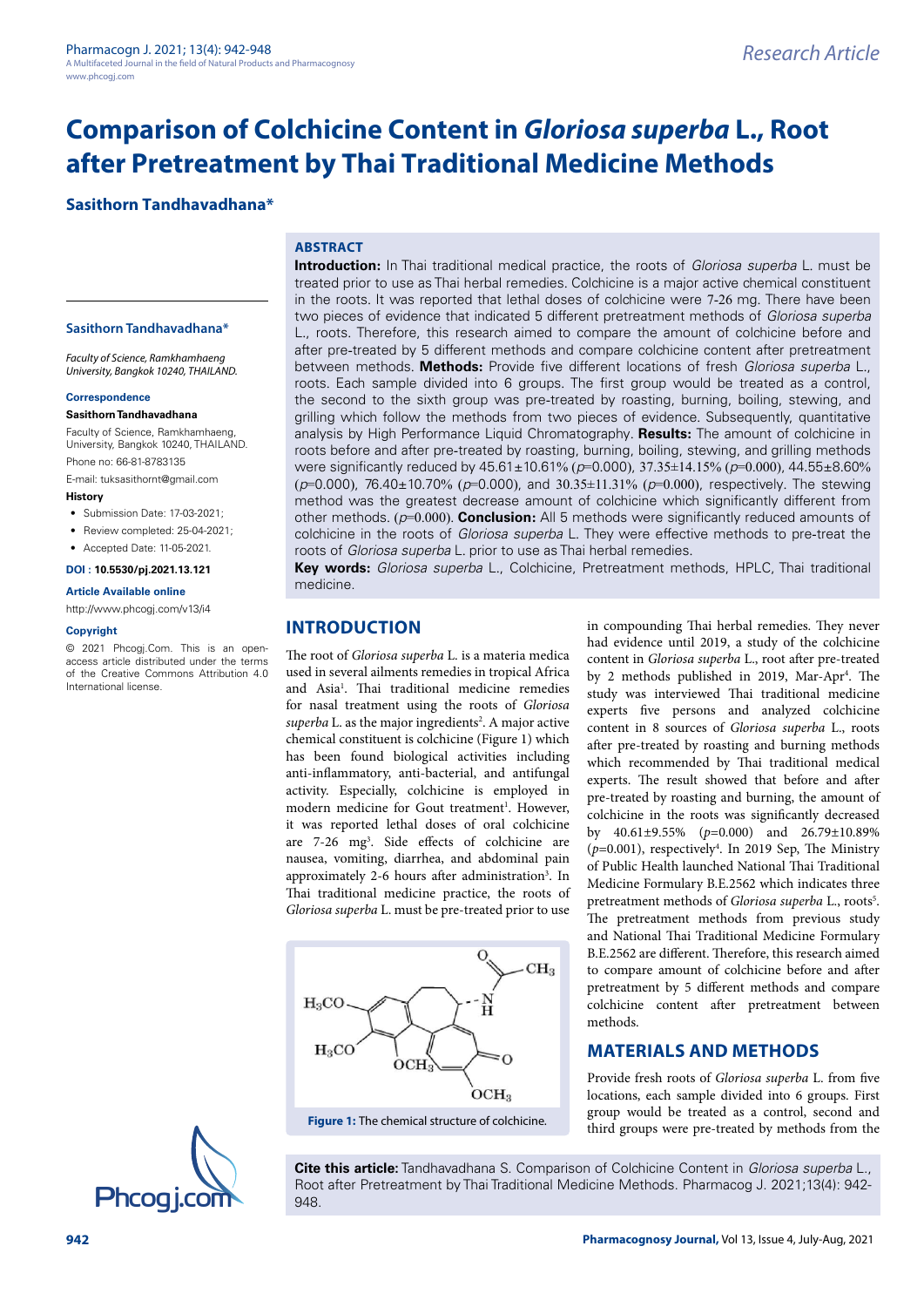Research Article

# Comparison of Colchicine Content in *Gloriosa superba* L., Root after Pretreatment by Thai Traditional Medicine Methods

**Sasithorn Tandhavadhana***

### ABSTRACT

**Introduction:** In Thai traditional medical practice, the roots of *Gloriosa superba* L. must be treated prior to use as Thai herbal remedies. Colchicine is a major active chemical constituent in the roots. It was reported that lethal doses of colchicine were 7-26 mg. There have been two pieces of evidence that indicated 5 different pretreatment methods of *Gloriosa superba* L., roots. Therefore, this research aimed to compare the amount of colchicine before and after pre-treated by 5 different methods and compare colchicine content after pretreatment between methods. **Methods:** Provide five different locations of fresh *Gloriosa superba* L., roots. Each sample divided into 6 groups. The first group would be treated as a control, the second to the sixth group was pre-treated by roasting, burning, boiling, stewing, and grilling which follow the methods from two pieces of evidence. Subsequently, quantitative analysis by High Performance Liquid Chromatography. **Results:** The amount of colchicine in roots before and after pre-treated by roasting, burning, boiling, stewing, and grilling methods were significantly reduced by 45.61±10.61% ($p$=0.000), 37.35±14.15% ($p$=0.000), 44.55±8.60% ($p$=0.000), 76.40±10.70% ($p$=0.000), and 30.35±11.31% ($p$=0.000), respectively. The stewing method was the greatest decrease amount of colchicine which significantly different from other methods. ($p$=0.000). **Conclusion:** All 5 methods were significantly reduced amounts of colchicine in the roots of *Gloriosa superba* L. They were effective methods to pre-treat the roots of *Gloriosa superba* L. prior to use as Thai herbal remedies.

**Key words:** *Gloriosa superba* L., Colchicine, Pretreatment methods, HPLC, Thai traditional medicine.

**Sasithorn Tandhavadhana***

*Faculty of Science, Ramkhamhaeng University, Bangkok 10240, THAILAND.*

**Correspondence**

**Sasithorn Tandhavadhana**

Faculty of Science, Ramkhamhaeng, University, Bangkok 10240, THAILAND.

Phone no: 66-81-8783135

E-mail: tuksasithornt@gmail.com

**History**

- Submission Date: 17-03-2021;
- Review completed: 25-04-2021;
- Accepted Date: 11-05-2021.

**DOI : 10.5530/pj.2021.13.121**

**Article Available online**

http://www.phcogj.com/v13/i4

**Copyright**

© 2021 Phcogj.Com. This is an open-access article distributed under the terms of the Creative Commons Attribution 4.0 International license.

## INTRODUCTION

The root of *Gloriosa superba* L. is a materia medica used in several ailments remedies in tropical Africa and Asia[1]. Thai traditional medicine remedies for nasal treatment using the roots of *Gloriosa superba* L. as the major ingredients[2]. A major active chemical constituent is colchicine (Figure 1) which has been found biological activities including anti-inflammatory, anti-bacterial, and antifungal activity. Especially, colchicine is employed in modern medicine for Gout treatment[1]. However, it was reported lethal doses of oral colchicine are 7-26 mg[3]. Side effects of colchicine are nausea, vomiting, diarrhea, and abdominal pain approximately 2-6 hours after administration[3]. In Thai traditional medicine practice, the roots of *Gloriosa superba* L. must be pre-treated prior to use in compounding Thai herbal remedies. They never had evidence until 2019, a study of the colchicine content in *Gloriosa superba* L., root after pre-treated by 2 methods published in 2019, Mar-Apr[4]. The study was interviewed Thai traditional medicine experts five persons and analyzed colchicine content in 8 sources of *Gloriosa superba* L., roots after pre-treated by roasting and burning methods which recommended by Thai traditional medical experts. The result showed that before and after pre-treated by roasting and burning, the amount of colchicine in the roots was significantly decreased by 40.61±9.55% ($p$=0.000) and 26.79±10.89% ($p$=0.001), respectively[4]. In 2019 Sep, The Ministry of Public Health launched National Thai Traditional Medicine Formulary B.E.2562 which indicates three pretreatment methods of *Gloriosa superba* L., roots[5]. The pretreatment methods from previous study and National Thai Traditional Medicine Formulary B.E.2562 are different. Therefore, this research aimed to compare amount of colchicine before and after pretreatment by 5 different methods and compare colchicine content after pretreatment between methods.

**Figure 1:** The chemical structure of colchicine.

## MATERIALS AND METHODS

Provide fresh roots of *Gloriosa superba* L. from five locations, each sample divided into 6 groups. First group would be treated as a control, second and third groups were pre-treated by methods from the

**Cite this article:** Tandhavadhana S. Comparison of Colchicine Content in *Gloriosa superba* L., Root after Pretreatment by Thai Traditional Medicine Methods. Pharmacog J. 2021;13(4): 942-948.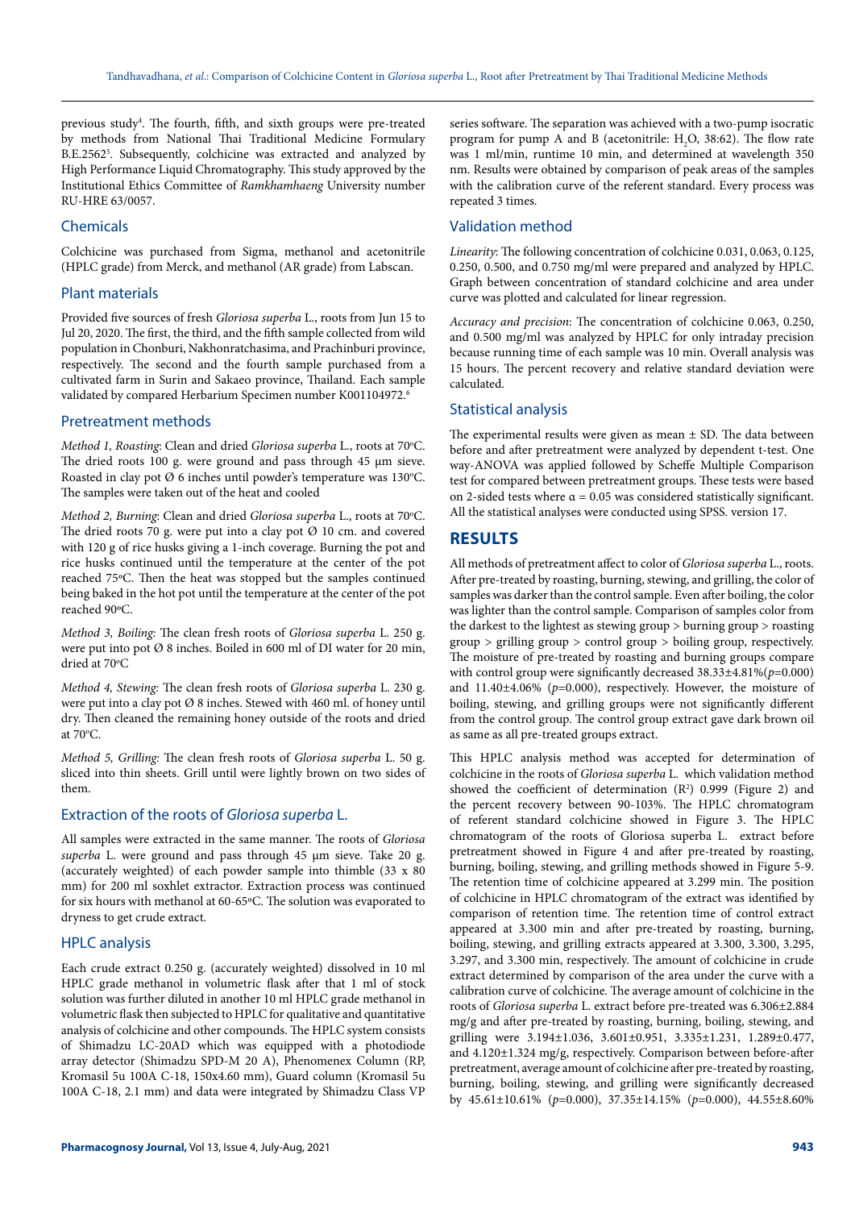previous study[4]. The fourth, fifth, and sixth groups were pre-treated by methods from National Thai Traditional Medicine Formulary B.E.2562[5]. Subsequently, colchicine was extracted and analyzed by High Performance Liquid Chromatography. This study approved by the Institutional Ethics Committee of *Ramkhamhaeng* University number RU-HRE 63/0057.

## Chemicals

Colchicine was purchased from Sigma, methanol and acetonitrile (HPLC grade) from Merck, and methanol (AR grade) from Labscan.

## Plant materials

Provided five sources of fresh *Gloriosa superba* L., roots from Jun 15 to Jul 20, 2020. The first, the third, and the fifth sample collected from wild population in Chonburi, Nakhonratchasima, and Prachinburi province, respectively. The second and the fourth sample purchased from a cultivated farm in Surin and Sakaeo province, Thailand. Each sample validated by compared Herbarium Specimen number K001104972.[6]

## Pretreatment methods

*Method 1, Roasting*: Clean and dried *Gloriosa superba* L., roots at 70°C. The dried roots 100 g. were ground and pass through 45 µm sieve. Roasted in clay pot Ø 6 inches until powder's temperature was 130°C. The samples were taken out of the heat and cooled

*Method 2, Burning*: Clean and dried *Gloriosa superba* L., roots at 70°C. The dried roots 70 g. were put into a clay pot Ø 10 cm. and covered with 120 g of rice husks giving a 1-inch coverage. Burning the pot and rice husks continued until the temperature at the center of the pot reached 75°C. Then the heat was stopped but the samples continued being baked in the hot pot until the temperature at the center of the pot reached 90°C.

*Method 3, Boiling:* The clean fresh roots of *Gloriosa superba* L. 250 g. were put into pot Ø 8 inches. Boiled in 600 ml of DI water for 20 min, dried at 70°C

*Method 4, Stewing:* The clean fresh roots of *Gloriosa superba* L. 230 g. were put into a clay pot Ø 8 inches. Stewed with 460 ml. of honey until dry. Then cleaned the remaining honey outside of the roots and dried at 70°C.

*Method 5, Grilling:* The clean fresh roots of *Gloriosa superba* L. 50 g. sliced into thin sheets. Grill until were lightly brown on two sides of them.

## Extraction of the roots of *Gloriosa superba* L.

All samples were extracted in the same manner. The roots of *Gloriosa superba* L. were ground and pass through 45 µm sieve. Take 20 g. (accurately weighted) of each powder sample into thimble (33 x 80 mm) for 200 ml soxhlet extractor. Extraction process was continued for six hours with methanol at 60-65°C. The solution was evaporated to dryness to get crude extract.

## HPLC analysis

Each crude extract 0.250 g. (accurately weighted) dissolved in 10 ml HPLC grade methanol in volumetric flask after that 1 ml of stock solution was further diluted in another 10 ml HPLC grade methanol in volumetric flask then subjected to HPLC for qualitative and quantitative analysis of colchicine and other compounds. The HPLC system consists of Shimadzu LC-20AD which was equipped with a photodiode array detector (Shimadzu SPD-M 20 A), Phenomenex Column (RP, Kromasil 5u 100A C-18, 150x4.60 mm), Guard column (Kromasil 5u 100A C-18, 2.1 mm) and data were integrated by Shimadzu Class VP series software. The separation was achieved with a two-pump isocratic program for pump A and B (acetonitrile: $H_2O$, 38:62). The flow rate was 1 ml/min, runtime 10 min, and determined at wavelength 350 nm. Results were obtained by comparison of peak areas of the samples with the calibration curve of the referent standard. Every process was repeated 3 times.

## Validation method

*Linearity*: The following concentration of colchicine 0.031, 0.063, 0.125, 0.250, 0.500, and 0.750 mg/ml were prepared and analyzed by HPLC. Graph between concentration of standard colchicine and area under curve was plotted and calculated for linear regression.

*Accuracy and precision*: The concentration of colchicine 0.063, 0.250, and 0.500 mg/ml was analyzed by HPLC for only intraday precision because running time of each sample was 10 min. Overall analysis was 15 hours. The percent recovery and relative standard deviation were calculated.

## Statistical analysis

The experimental results were given as mean ± SD. The data between before and after pretreatment were analyzed by dependent t-test. One way-ANOVA was applied followed by Scheffe Multiple Comparison test for compared between pretreatment groups. These tests were based on 2-sided tests where $\alpha = 0.05$ was considered statistically significant. All the statistical analyses were conducted using SPSS. version 17.

# RESULTS

All methods of pretreatment affect to color of *Gloriosa superba* L., roots. After pre-treated by roasting, burning, stewing, and grilling, the color of samples was darker than the control sample. Even after boiling, the color was lighter than the control sample. Comparison of samples color from the darkest to the lightest as stewing group > burning group > roasting group > grilling group > control group > boiling group, respectively. The moisture of pre-treated by roasting and burning groups compare with control group were significantly decreased 38.33±4.81%($p$=0.000) and 11.40±4.06% ($p$=0.000), respectively. However, the moisture of boiling, stewing, and grilling groups were not significantly different from the control group. The control group extract gave dark brown oil as same as all pre-treated groups extract.

This HPLC analysis method was accepted for determination of colchicine in the roots of *Gloriosa superba* L. which validation method showed the coefficient of determination ($R^2$) 0.999 (Figure 2) and the percent recovery between 90-103%. The HPLC chromatogram of referent standard colchicine showed in Figure 3. The HPLC chromatogram of the roots of Gloriosa superba L. extract before pretreatment showed in Figure 4 and after pre-treated by roasting, burning, boiling, stewing, and grilling methods showed in Figure 5-9. The retention time of colchicine appeared at 3.299 min. The position of colchicine in HPLC chromatogram of the extract was identified by comparison of retention time. The retention time of control extract appeared at 3.300 min and after pre-treated by roasting, burning, boiling, stewing, and grilling extracts appeared at 3.300, 3.300, 3.295, 3.297, and 3.300 min, respectively. The amount of colchicine in crude extract determined by comparison of the area under the curve with a calibration curve of colchicine. The average amount of colchicine in the roots of *Gloriosa superba* L. extract before pre-treated was 6.306±2.884 mg/g and after pre-treated by roasting, burning, boiling, stewing, and grilling were 3.194±1.036, 3.601±0.951, 3.335±1.231, 1.289±0.477, and 4.120±1.324 mg/g, respectively. Comparison between before-after pretreatment, average amount of colchicine after pre-treated by roasting, burning, boiling, stewing, and grilling were significantly decreased by 45.61±10.61% ($p$=0.000), 37.35±14.15% ($p$=0.000), 44.55±8.60%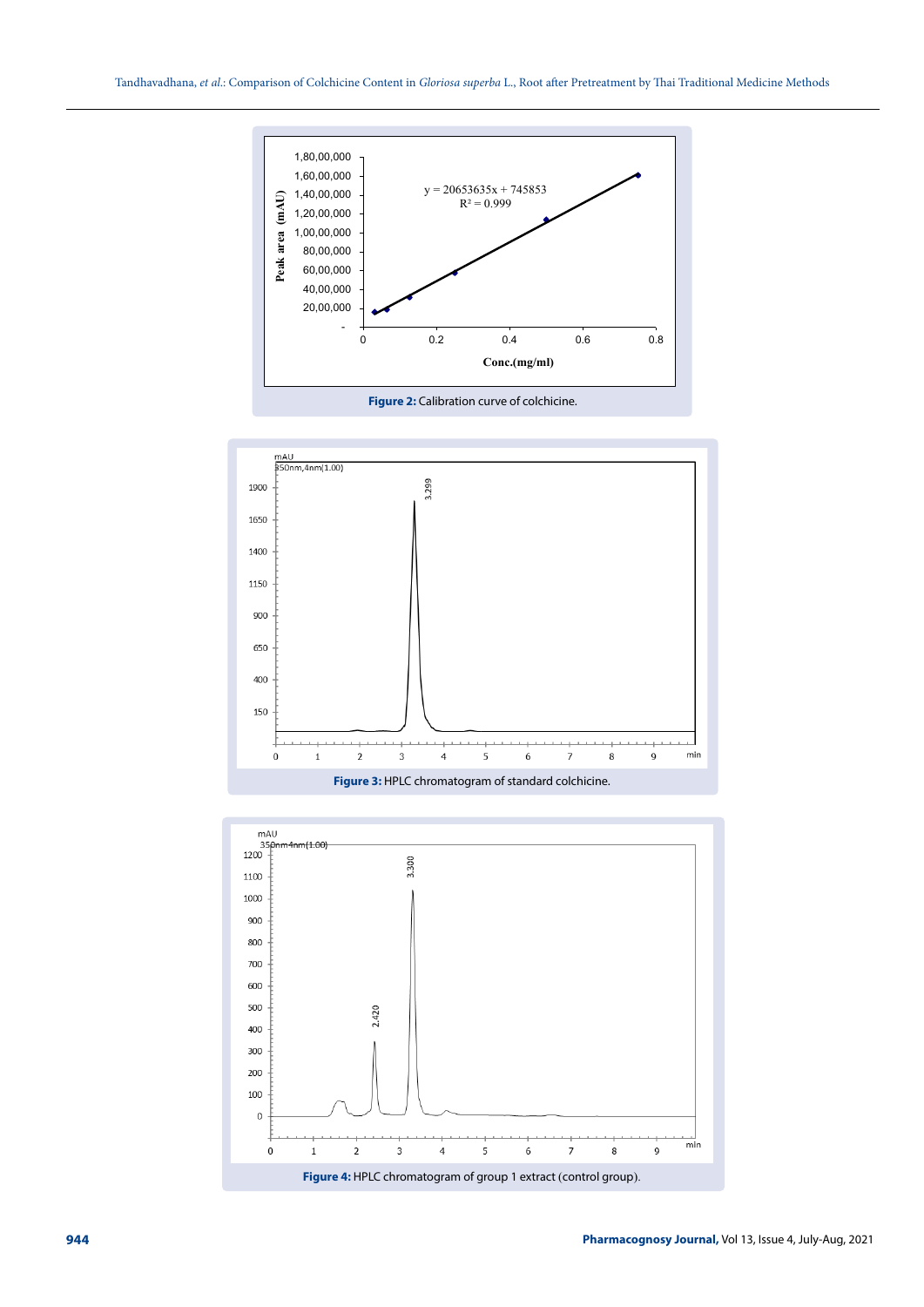Figure 2: Calibration curve of colchicine.

Figure 3: HPLC chromatogram of standard colchicine.

Figure 4: HPLC chromatogram of group 1 extract (control group).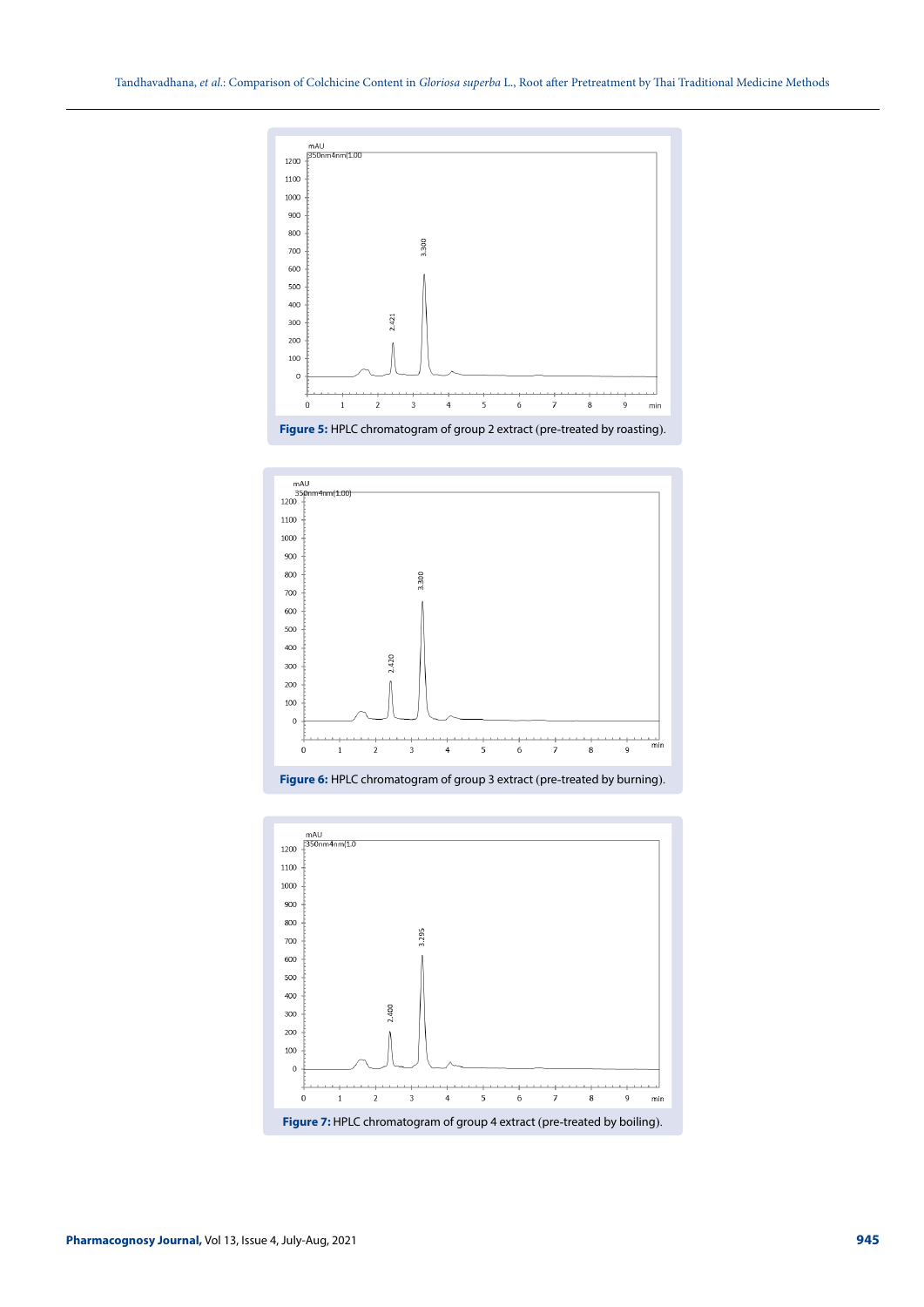**Figure 5:** HPLC chromatogram of group 2 extract (pre-treated by roasting).

**Figure 6:** HPLC chromatogram of group 3 extract (pre-treated by burning).

**Figure 7:** HPLC chromatogram of group 4 extract (pre-treated by boiling).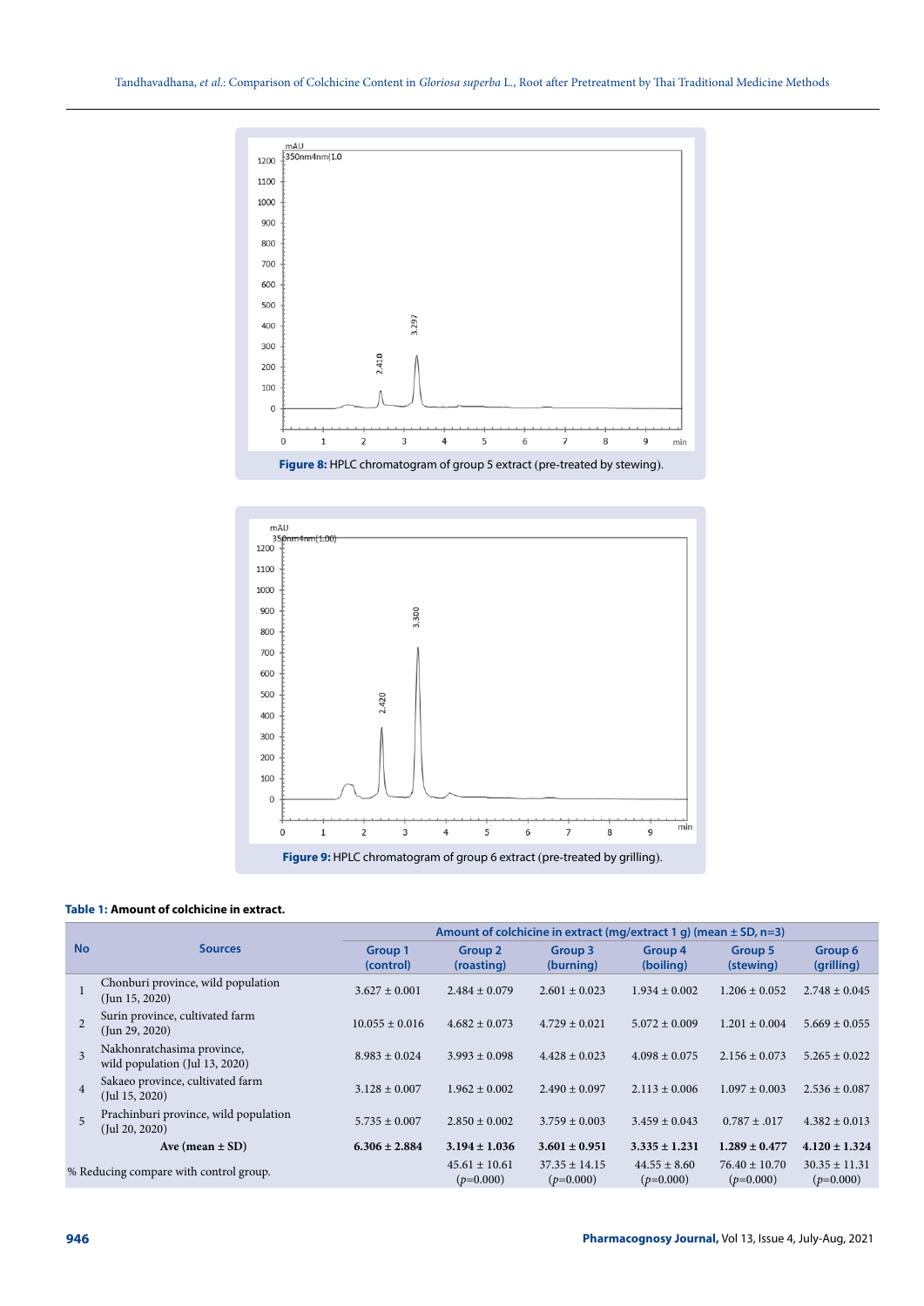Figure 8: HPLC chromatogram of group 5 extract (pre-treated by stewing).

Figure 9: HPLC chromatogram of group 6 extract (pre-treated by grilling).

**Table 1: Amount of colchicine in extract.**

| No | Sources | Amount of colchicine in extract (mg/extract 1 g) (mean ± SD, n=3) | | | | | |
|---|---|---|---|---|---|---|---|
| | | Group 1 (control) | Group 2 (roasting) | Group 3 (burning) | Group 4 (boiling) | Group 5 (stewing) | Group 6 (grilling) |
| 1 | Chonburi province, wild population (Jun 15, 2020) | 3.627 ± 0.001 | 2.484 ± 0.079 | 2.601 ± 0.023 | 1.934 ± 0.002 | 1.206 ± 0.052 | 2.748 ± 0.045 |
| 2 | Surin province, cultivated farm (Jun 29, 2020) | 10.055 ± 0.016 | 4.682 ± 0.073 | 4.729 ± 0.021 | 5.072 ± 0.009 | 1.201 ± 0.004 | 5.669 ± 0.055 |
| 3 | Nakhonratchasima province, wild population (Jul 13, 2020) | 8.983 ± 0.024 | 3.993 ± 0.098 | 4.428 ± 0.023 | 4.098 ± 0.075 | 2.156 ± 0.073 | 5.265 ± 0.022 |
| 4 | Sakaeo province, cultivated farm (Jul 15, 2020) | 3.128 ± 0.007 | 1.962 ± 0.002 | 2.490 ± 0.097 | 2.113 ± 0.006 | 1.097 ± 0.003 | 2.536 ± 0.087 |
| 5 | Prachinburi province, wild population (Jul 20, 2020) | 5.735 ± 0.007 | 2.850 ± 0.002 | 3.759 ± 0.003 | 3.459 ± 0.043 | 0.787 ± .017 | 4.382 ± 0.013 |
| | **Ave (mean ± SD)** | **6.306 ± 2.884** | **3.194 ± 1.036** | **3.601 ± 0.951** | **3.335 ± 1.231** | **1.289 ± 0.477** | **4.120 ± 1.324** |
| % Reducing compare with control group. | | | 45.61 ± 10.61 ($p$=0.000) | 37.35 ± 14.15 ($p$=0.000) | 44.55 ± 8.60 ($p$=0.000) | 76.40 ± 10.70 ($p$=0.000) | 30.35 ± 11.31 ($p$=0.000) |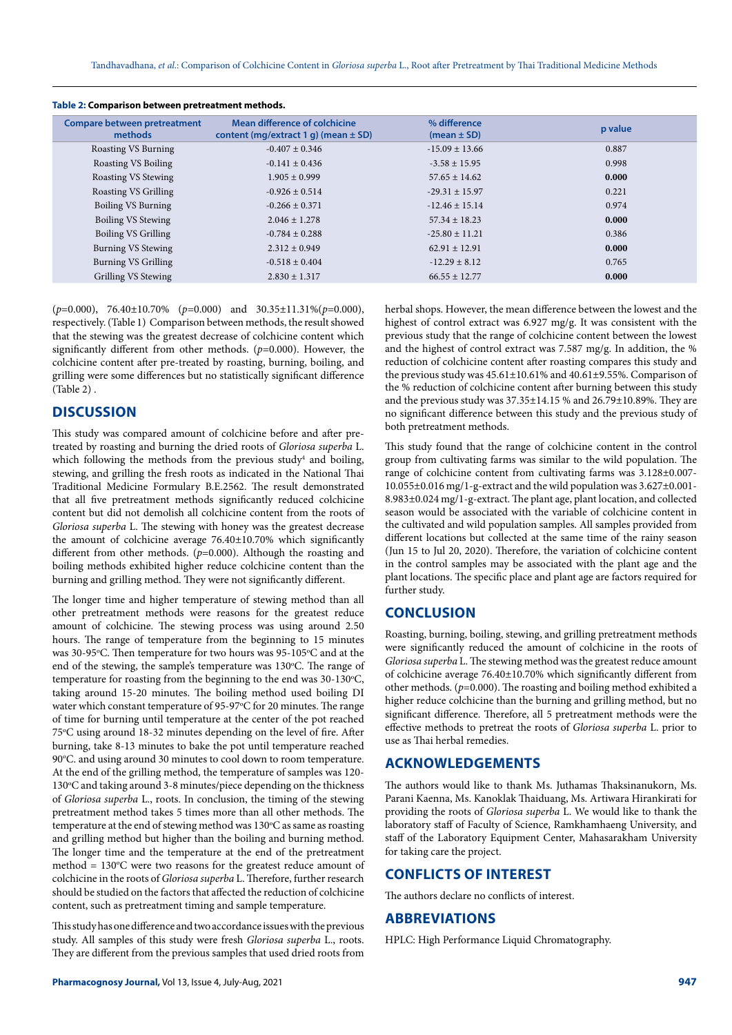**Table 2: Comparison between pretreatment methods.**

| Compare between pretreatment methods | Mean difference of colchicine content (mg/extract 1 g) (mean ± SD) | % difference (mean ± SD) | p value |
|---|---|---|---|
| Roasting VS Burning | -0.407 ± 0.346 | -15.09 ± 13.66 | 0.887 |
| Roasting VS Boiling | -0.141 ± 0.436 | -3.58 ± 15.95 | 0.998 |
| Roasting VS Stewing | 1.905 ± 0.999 | 57.65 ± 14.62 | **0.000** |
| Roasting VS Grilling | -0.926 ± 0.514 | -29.31 ± 15.97 | 0.221 |
| Boiling VS Burning | -0.266 ± 0.371 | -12.46 ± 15.14 | 0.974 |
| Boiling VS Stewing | 2.046 ± 1.278 | 57.34 ± 18.23 | **0.000** |
| Boiling VS Grilling | -0.784 ± 0.288 | -25.80 ± 11.21 | 0.386 |
| Burning VS Stewing | 2.312 ± 0.949 | 62.91 ± 12.91 | **0.000** |
| Burning VS Grilling | -0.518 ± 0.404 | -12.29 ± 8.12 | 0.765 |
| Grilling VS Stewing | 2.830 ± 1.317 | 66.55 ± 12.77 | **0.000** |

($p$=0.000), 76.40±10.70% ($p$=0.000) and 30.35±11.31%($p$=0.000), respectively. (Table 1) Comparison between methods, the result showed that the stewing was the greatest decrease of colchicine content which significantly different from other methods. ($p$=0.000). However, the colchicine content after pre-treated by roasting, burning, boiling, and grilling were some differences but no statistically significant difference (Table 2) .

## DISCUSSION

This study was compared amount of colchicine before and after pre-treated by roasting and burning the dried roots of *Gloriosa superba* L. which following the methods from the previous study[4] and boiling, stewing, and grilling the fresh roots as indicated in the National Thai Traditional Medicine Formulary B.E.2562. The result demonstrated that all five pretreatment methods significantly reduced colchicine content but did not demolish all colchicine content from the roots of *Gloriosa superba* L. The stewing with honey was the greatest decrease the amount of colchicine average 76.40±10.70% which significantly different from other methods. ($p$=0.000). Although the roasting and boiling methods exhibited higher reduce colchicine content than the burning and grilling method. They were not significantly different.

The longer time and higher temperature of stewing method than all other pretreatment methods were reasons for the greatest reduce amount of colchicine. The stewing process was using around 2.50 hours. The range of temperature from the beginning to 15 minutes was 30-95°C. Then temperature for two hours was 95-105°C and at the end of the stewing, the sample's temperature was 130°C. The range of temperature for roasting from the beginning to the end was 30-130°C, taking around 15-20 minutes. The boiling method used boiling DI water which constant temperature of 95-97°C for 20 minutes. The range of time for burning until temperature at the center of the pot reached 75°C using around 18-32 minutes depending on the level of fire. After burning, take 8-13 minutes to bake the pot until temperature reached 90°C. and using around 30 minutes to cool down to room temperature. At the end of the grilling method, the temperature of samples was 120-130°C and taking around 3-8 minutes/piece depending on the thickness of *Gloriosa superba* L., roots. In conclusion, the timing of the stewing pretreatment method takes 5 times more than all other methods. The temperature at the end of stewing method was 130°C as same as roasting and grilling method but higher than the boiling and burning method. The longer time and the temperature at the end of the pretreatment method = 130°C were two reasons for the greatest reduce amount of colchicine in the roots of *Gloriosa superba* L. Therefore, further research should be studied on the factors that affected the reduction of colchicine content, such as pretreatment timing and sample temperature.

This study has one difference and two accordance issues with the previous study. All samples of this study were fresh *Gloriosa superba* L., roots. They are different from the previous samples that used dried roots from herbal shops. However, the mean difference between the lowest and the highest of control extract was 6.927 mg/g. It was consistent with the previous study that the range of colchicine content between the lowest and the highest of control extract was 7.587 mg/g. In addition, the % reduction of colchicine content after roasting compares this study and the previous study was 45.61±10.61% and 40.61±9.55%. Comparison of the % reduction of colchicine content after burning between this study and the previous study was 37.35±14.15 % and 26.79±10.89%. They are no significant difference between this study and the previous study of both pretreatment methods.

This study found that the range of colchicine content in the control group from cultivating farms was similar to the wild population. The range of colchicine content from cultivating farms was 3.128±0.007-10.055±0.016 mg/1-g-extract and the wild population was 3.627±0.001-8.983±0.024 mg/1-g-extract. The plant age, plant location, and collected season would be associated with the variable of colchicine content in the cultivated and wild population samples. All samples provided from different locations but collected at the same time of the rainy season (Jun 15 to Jul 20, 2020). Therefore, the variation of colchicine content in the control samples may be associated with the plant age and the plant locations. The specific place and plant age are factors required for further study.

## CONCLUSION

Roasting, burning, boiling, stewing, and grilling pretreatment methods were significantly reduced the amount of colchicine in the roots of *Gloriosa superba* L. The stewing method was the greatest reduce amount of colchicine average 76.40±10.70% which significantly different from other methods. ($p$=0.000). The roasting and boiling method exhibited a higher reduce colchicine than the burning and grilling method, but no significant difference. Therefore, all 5 pretreatment methods were the effective methods to pretreat the roots of *Gloriosa superba* L. prior to use as Thai herbal remedies.

## ACKNOWLEDGEMENTS

The authors would like to thank Ms. Juthamas Thaksinanukorn, Ms. Parani Kaenna, Ms. Kanoklak Thaiduang, Ms. Artiwara Hirankirati for providing the roots of *Gloriosa superba* L. We would like to thank the laboratory staff of Faculty of Science, Ramkhamhaeng University, and staff of the Laboratory Equipment Center, Mahasarakham University for taking care the project.

## CONFLICTS OF INTEREST

The authors declare no conflicts of interest.

## ABBREVIATIONS

HPLC: High Performance Liquid Chromatography.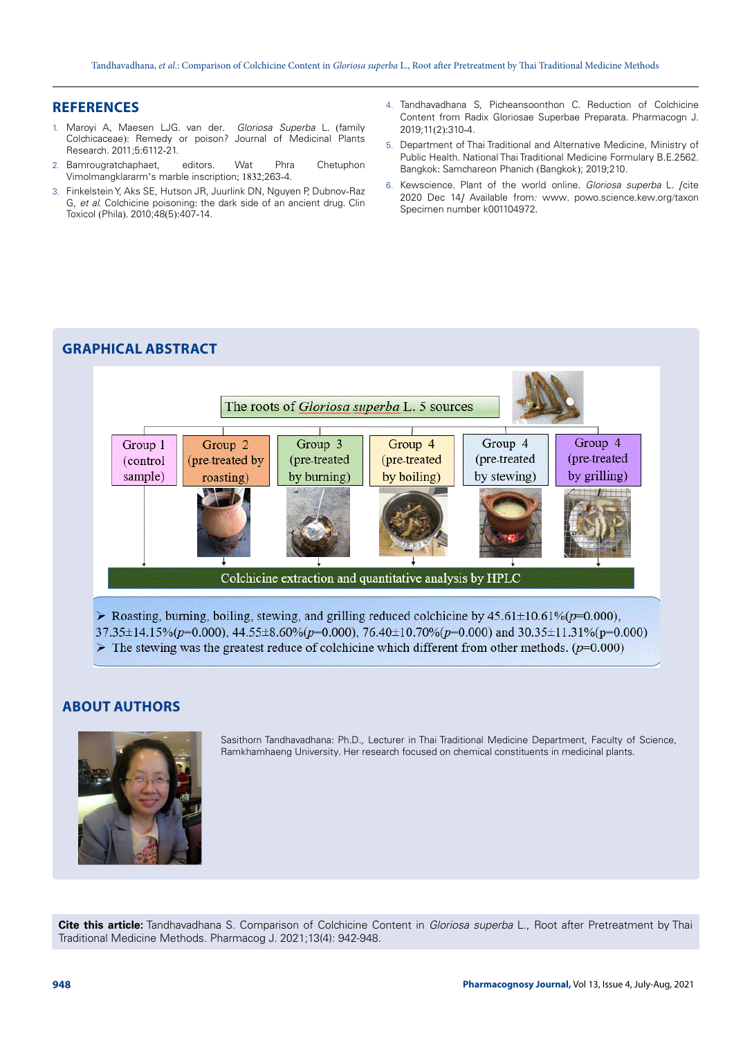## REFERENCES

1. Maroyi A, Maesen LJG. van der. *Gloriosa Superba* L. (family Colchicaceae): Remedy or poison? Journal of Medicinal Plants Research. 2011;5:6112-21.
2. Bamrougratchaphaet, editors. Wat Phra Chetuphon Vimolmangklararm's marble inscription; 1832;263-4.
3. Finkelstein Y, Aks SE, Hutson JR, Juurlink DN, Nguyen P, Dubnov-Raz G, *et al.* Colchicine poisoning: the dark side of an ancient drug. Clin Toxicol (Phila). 2010;48(5):407-14.
4. Tandhavadhana S, Picheansoonthon C. Reduction of Colchicine Content from Radix Gloriosae Superbae Preparata. Pharmacogn J. 2019;11(2):310-4.
5. Department of Thai Traditional and Alternative Medicine, Ministry of Public Health. National Thai Traditional Medicine Formulary B.E.2562. Bangkok: Samchareon Phanich (Bangkok); 2019;210.
6. Kewscience. Plant of the world online. *Gloriosa superba* L. [cite 2020 Dec 14] Available from: www. powo.science.kew.org/taxon Specimen number k001104972.

## GRAPHICAL ABSTRACT

The roots of *Gloriosa superba* L. 5 sources

Group 1 (control sample)

Group 2 (pre-treated by roasting)

Group 3 (pre-treated by burning)

Group 4 (pre-treated by boiling)

Group 4 (pre-treated by stewing)

Group 4 (pre-treated by grilling)

Colchicine extraction and quantitative analysis by HPLC

➢ Roasting, burning, boiling, stewing, and grilling reduced colchicine by 45.61±10.61%($p$=0.000), 37.35±14.15%($p$=0.000), 44.55±8.60%($p$=0.000), 76.40±10.70%($p$=0.000) and 30.35±11.31%($p$=0.000)

➢ The stewing was the greatest reduce of colchicine which different from other methods. ($p$=0.000)

## ABOUT AUTHORS

Sasithorn Tandhavadhana: Ph.D., Lecturer in Thai Traditional Medicine Department, Faculty of Science, Ramkhamhaeng University. Her research focused on chemical constituents in medicinal plants.

**Cite this article:** Tandhavadhana S. Comparison of Colchicine Content in *Gloriosa superba* L., Root after Pretreatment by Thai Traditional Medicine Methods. Pharmacog J. 2021;13(4): 942-948.